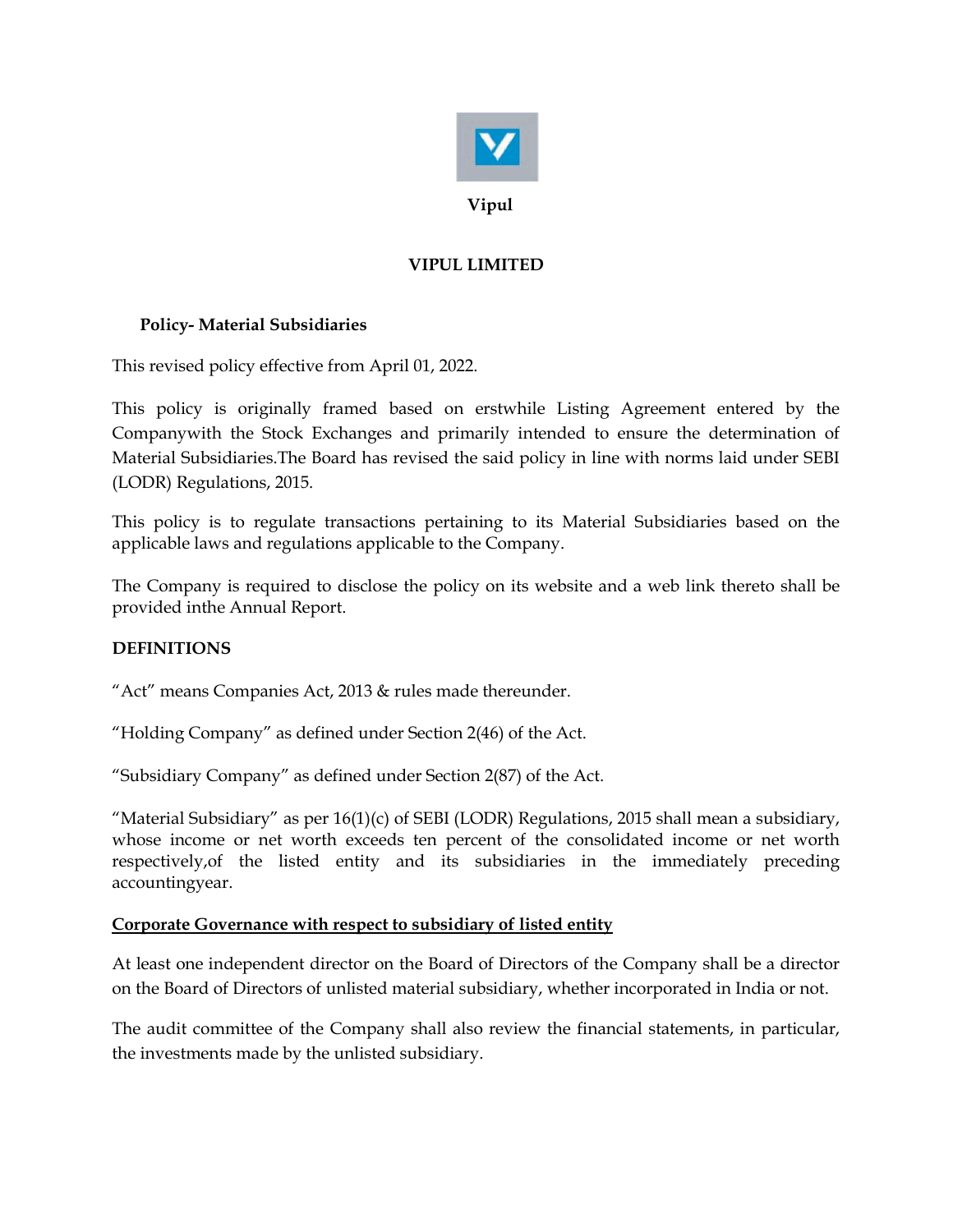**Vipul**

# VIPUL LIMITED

## Policy- Material Subsidiaries

This revised policy effective from April 01, 2022.

This policy is originally framed based on erstwhile Listing Agreement entered by the Companywith the Stock Exchanges and primarily intended to ensure the determination of Material Subsidiaries.The Board has revised the said policy in line with norms laid under SEBI (LODR) Regulations, 2015.

This policy is to regulate transactions pertaining to its Material Subsidiaries based on the applicable laws and regulations applicable to the Company.

The Company is required to disclose the policy on its website and a web link thereto shall be provided inthe Annual Report.

**DEFINITIONS**

"Act" means Companies Act, 2013 & rules made thereunder.

"Holding Company" as defined under Section 2(46) of the Act.

"Subsidiary Company" as defined under Section 2(87) of the Act.

"Material Subsidiary" as per 16(1)(c) of SEBI (LODR) Regulations, 2015 shall mean a subsidiary, whose income or net worth exceeds ten percent of the consolidated income or net worth respectively,of the listed entity and its subsidiaries in the immediately preceding accountingyear.

**Corporate Governance with respect to subsidiary of listed entity**

At least one independent director on the Board of Directors of the Company shall be a director on the Board of Directors of unlisted material subsidiary, whether incorporated in India or not.

The audit committee of the Company shall also review the financial statements, in particular, the investments made by the unlisted subsidiary.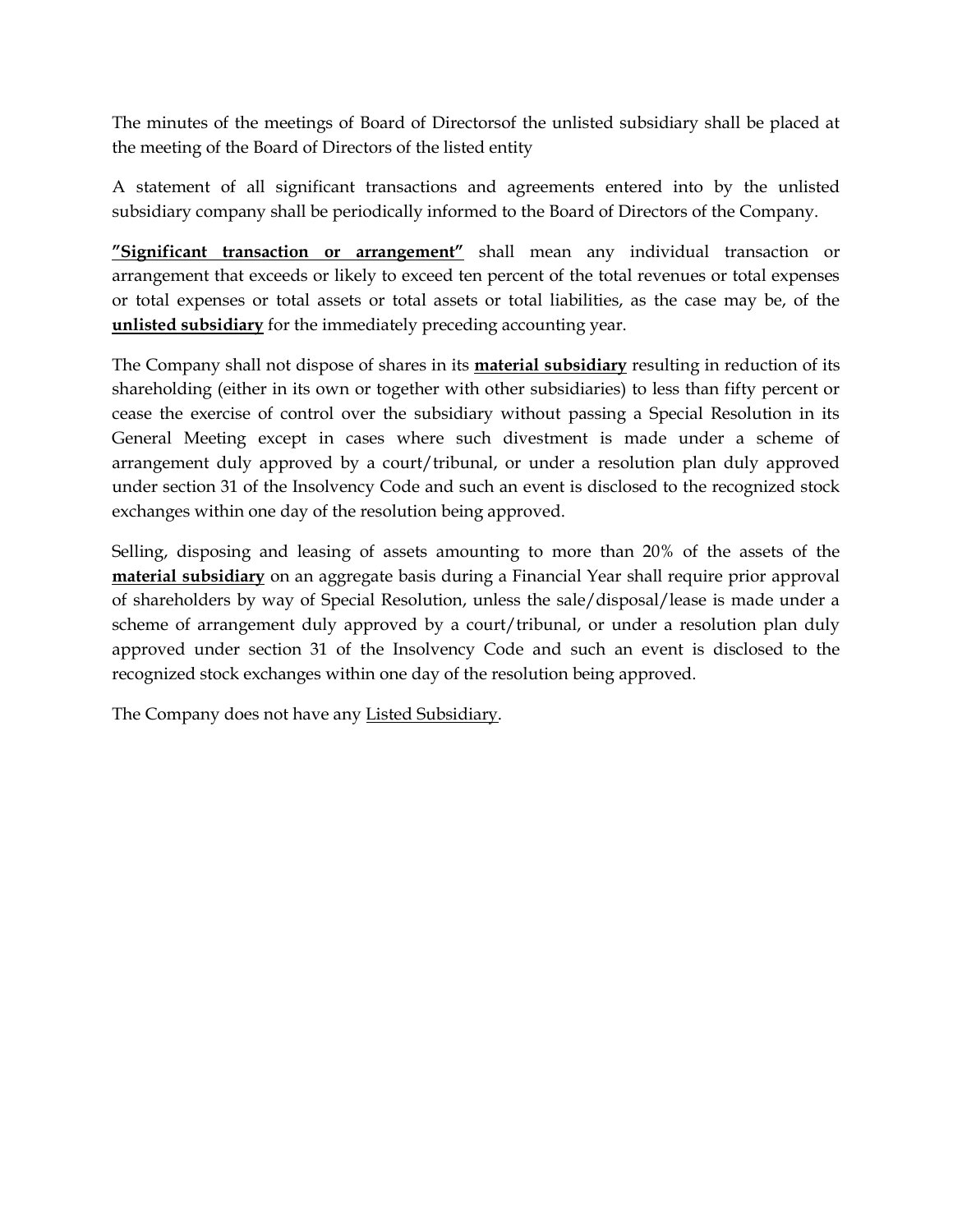The minutes of the meetings of Board of Directorsof the unlisted subsidiary shall be placed at the meeting of the Board of Directors of the listed entity

A statement of all significant transactions and agreements entered into by the unlisted subsidiary company shall be periodically informed to the Board of Directors of the Company.

**"Significant transaction or arrangement"** shall mean any individual transaction or arrangement that exceeds or likely to exceed ten percent of the total revenues or total expenses or total expenses or total assets or total assets or total liabilities, as the case may be, of the **unlisted subsidiary** for the immediately preceding accounting year.

The Company shall not dispose of shares in its **material subsidiary** resulting in reduction of its shareholding (either in its own or together with other subsidiaries) to less than fifty percent or cease the exercise of control over the subsidiary without passing a Special Resolution in its General Meeting except in cases where such divestment is made under a scheme of arrangement duly approved by a court/tribunal, or under a resolution plan duly approved under section 31 of the Insolvency Code and such an event is disclosed to the recognized stock exchanges within one day of the resolution being approved.

Selling, disposing and leasing of assets amounting to more than 20% of the assets of the **material subsidiary** on an aggregate basis during a Financial Year shall require prior approval of shareholders by way of Special Resolution, unless the sale/disposal/lease is made under a scheme of arrangement duly approved by a court/tribunal, or under a resolution plan duly approved under section 31 of the Insolvency Code and such an event is disclosed to the recognized stock exchanges within one day of the resolution being approved.

The Company does not have any Listed Subsidiary.